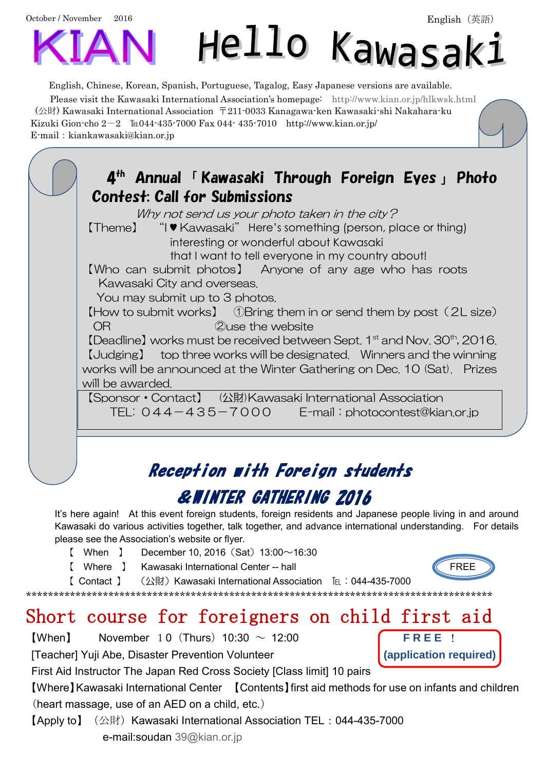October / November 2016

English（英語）

# KIAN Hello Kawasaki

English, Chinese, Korean, Spanish, Portuguese, Tagalog, Easy Japanese versions are available.

Please visit the Kawasaki International Association's homepage: http://www.kian.or.jp/hlkwsk.html

(公財) Kawasaki International Association 〒211-0033 Kanagawa-ken Kawasaki-shi Nakahara-ku Kizuki Gion-cho 2－2 ℡044-435-7000 Fax 044- 435-7010 http://www.kian.or.jp/

E-mail：kiankawasaki@kian.or.jp

## 4th Annual「Kawasaki Through Foreign Eyes」Photo Contest: Call for Submissions

*Why not send us your photo taken in the city?*

【Theme】 "I ♥ Kawasaki" Here's something (person, place or thing) interesting or wonderful about Kawasaki that I want to tell everyone in my country about!

【Who can submit photos】 Anyone of any age who has roots Kawasaki City and overseas.
You may submit up to 3 photos.

【How to submit works】 ①Bring them in or send them by post（2L size）
OR ②use the website

【Deadline】works must be received between Sept. 1st and Nov. 30th, 2016.

【Judging】 top three works will be designated. Winners and the winning works will be announced at the Winter Gathering on Dec. 10 (Sat). Prizes will be awarded.

【Sponsor・Contact】 (公財)Kawasaki International Association
TEL: ０４４－４３５－７０００ E-mail：photocontest@kian.or.jp

## Reception with Foreign students & WINTER GATHERING 2016

It's here again! At this event foreign students, foreign residents and Japanese people living in and around Kawasaki do various activities together, talk together, and advance international understanding. For details please see the Association's website or flyer.

【 When 】 December 10, 2016（Sat）13:00～16:30
【 Where 】 Kawasaki International Center -- hall
【 Contact 】 （公財）Kawasaki International Association ℡：044-435-7000

FREE

*****************************************************************************************

## Short course for foreigners on child first aid

**FREE！ (application required)**

【When】 November １０（Thurs）10:30 ～ 12:00
[Teacher] Yuji Abe, Disaster Prevention Volunteer
First Aid Instructor The Japan Red Cross Society [Class limit] 10 pairs
【Where】Kawasaki International Center 【Contents】first aid methods for use on infants and children（heart massage, use of an AED on a child, etc.）
【Apply to】 （公財）Kawasaki International Association TEL：044-435-7000
e-mail:soudan 39@kian.or.jp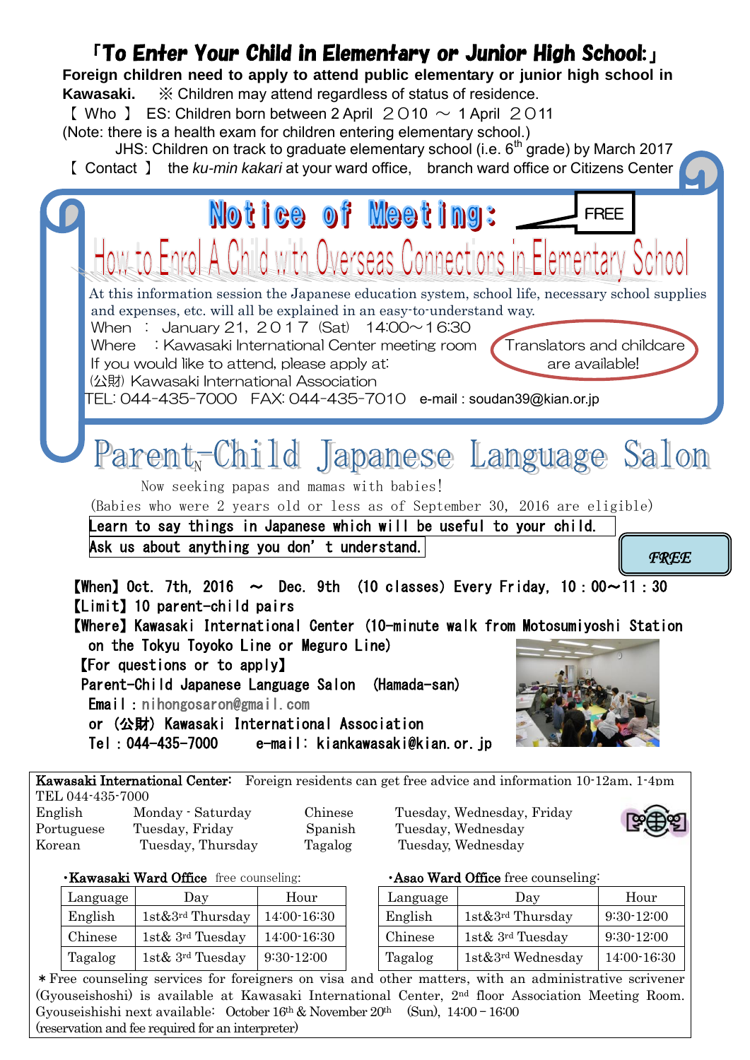# 「To Enter Your Child in Elementary or Junior High School:」

**Foreign children need to apply to attend public elementary or junior high school in Kawasaki.** ※ Children may attend regardless of status of residence.

【 Who 】 ES: Children born between 2 April ２０１０ ～ 1 April ２０１１
(Note: there is a health exam for children entering elementary school.)
JHS: Children on track to graduate elementary school (i.e. 6th grade) by March 2017

【 Contact 】 the *ku-min kakari* at your ward office, branch ward office or Citizens Center

## Notice of Meeting:

FREE

## How to Enrol A Child with Overseas Connections in Elementary School

At this information session the Japanese education system, school life, necessary school supplies and expenses, etc. will all be explained in an easy-to-understand way.

When ： January 21, ２０１７ (Sat) 14:00～16:30
Where ：Kawasaki International Center meeting room
If you would like to attend, please apply at:
(公財) Kawasaki International Association
TEL: 044-435-7000 FAX: 044-435-7010 e-mail : soudan39@kian.or.jp

Translators and childcare are available!

## Parent-Child Japanese Language Salon

Now seeking papas and mamas with babies!
(Babies who were 2 years old or less as of September 30, 2016 are eligible)

Learn to say things in Japanese which will be useful to your child.
Ask us about anything you don't understand.

*FREE*

【When】Oct. 7th, 2016 ～ Dec. 9th (10 classes) Every Friday, 10：00～11：30
【Limit】10 parent-child pairs
【Where】Kawasaki International Center (10-minute walk from Motosumiyoshi Station on the Tokyu Toyoko Line or Meguro Line)
【For questions or to apply】
Parent-Child Japanese Language Salon (Hamada-san)
Email：nihongosaron@gmail.com
or (公財) Kawasaki International Association
Tel：044-435-7000 e-mail: kiankawasaki@kian.or.jp

**Kawasaki International Center:** Foreign residents can get free advice and information 10-12am, 1-4pm
TEL 044-435-7000

| | | | |
|---|---|---|---|
| English | Monday - Saturday | Chinese | Tuesday, Wednesday, Friday |
| Portuguese | Tuesday, Friday | Spanish | Tuesday, Wednesday |
| Korean | Tuesday, Thursday | Tagalog | Tuesday, Wednesday |

・**Kawasaki Ward Office** free counseling:

| Language | Day | Hour |
|---|---|---|
| English | 1st&3rd Thursday | 14:00-16:30 |
| Chinese | 1st& 3rd Tuesday | 14:00-16:30 |
| Tagalog | 1st& 3rd Tuesday | 9:30-12:00 |

・**Asao Ward Office** free counseling:

| Language | Day | Hour |
|---|---|---|
| English | 1st&3rd Thursday | 9:30-12:00 |
| Chinese | 1st& 3rd Tuesday | 9:30-12:00 |
| Tagalog | 1st&3rd Wednesday | 14:00-16:30 |

＊Free counseling services for foreigners on visa and other matters, with an administrative scrivener (Gyouseishoshi) is available at Kawasaki International Center, 2nd floor Association Meeting Room. Gyouseishoshi next available: October 16th & November 20th (Sun), 14:00－16:00
(reservation and fee required for an interpreter)